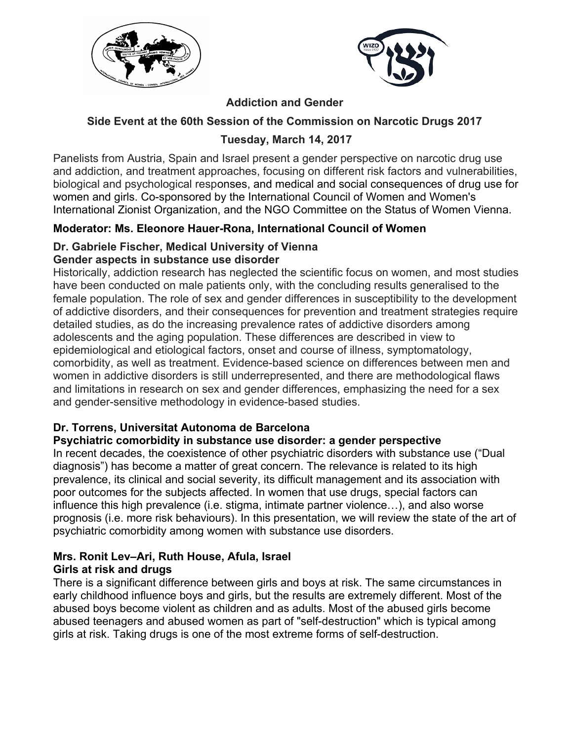# Addiction and Gender

## Side Event at the 60th Session of the Commission on Narcotic Drugs 2017

## Tuesday, March 14, 2017

Panelists from Austria, Spain and Israel present a gender perspective on narcotic drug use and addiction, and treatment approaches, focusing on different risk factors and vulnerabilities, biological and psychological responses, and medical and social consequences of drug use for women and girls. Co-sponsored by the International Council of Women and Women's International Zionist Organization, and the NGO Committee on the Status of Women Vienna.

**Moderator: Ms. Eleonore Hauer-Rona, International Council of Women**

**Dr. Gabriele Fischer, Medical University of Vienna**
**Gender aspects in substance use disorder**

Historically, addiction research has neglected the scientific focus on women, and most studies have been conducted on male patients only, with the concluding results generalised to the female population. The role of sex and gender differences in susceptibility to the development of addictive disorders, and their consequences for prevention and treatment strategies require detailed studies, as do the increasing prevalence rates of addictive disorders among adolescents and the aging population. These differences are described in view to epidemiological and etiological factors, onset and course of illness, symptomatology, comorbidity, as well as treatment. Evidence-based science on differences between men and women in addictive disorders is still underrepresented, and there are methodological flaws and limitations in research on sex and gender differences, emphasizing the need for a sex and gender-sensitive methodology in evidence-based studies.

**Dr. Torrens, Universitat Autonoma de Barcelona**
**Psychiatric comorbidity in substance use disorder: a gender perspective**

In recent decades, the coexistence of other psychiatric disorders with substance use ("Dual diagnosis") has become a matter of great concern. The relevance is related to its high prevalence, its clinical and social severity, its difficult management and its association with poor outcomes for the subjects affected. In women that use drugs, special factors can influence this high prevalence (i.e. stigma, intimate partner violence…), and also worse prognosis (i.e. more risk behaviours). In this presentation, we will review the state of the art of psychiatric comorbidity among women with substance use disorders.

**Mrs. Ronit Lev–Ari, Ruth House, Afula, Israel**
**Girls at risk and drugs**

There is a significant difference between girls and boys at risk. The same circumstances in early childhood influence boys and girls, but the results are extremely different. Most of the abused boys become violent as children and as adults. Most of the abused girls become abused teenagers and abused women as part of "self-destruction" which is typical among girls at risk. Taking drugs is one of the most extreme forms of self-destruction.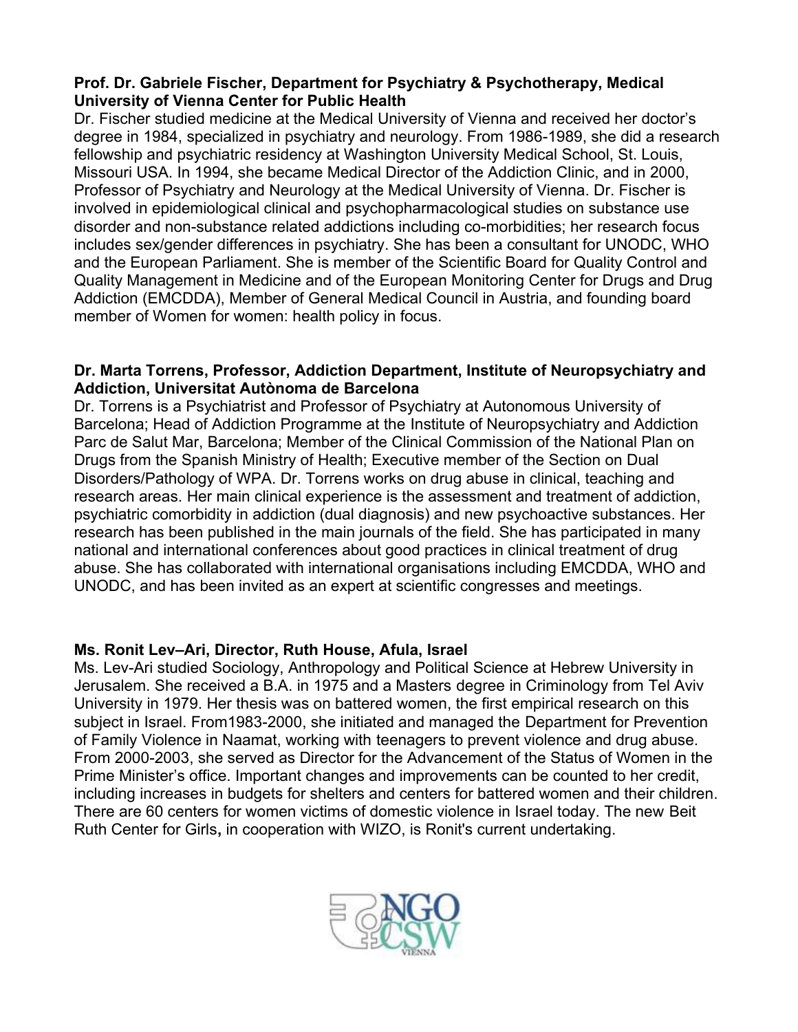**Prof. Dr. Gabriele Fischer, Department for Psychiatry & Psychotherapy, Medical University of Vienna Center for Public Health**

Dr. Fischer studied medicine at the Medical University of Vienna and received her doctor's degree in 1984, specialized in psychiatry and neurology. From 1986-1989, she did a research fellowship and psychiatric residency at Washington University Medical School, St. Louis, Missouri USA. In 1994, she became Medical Director of the Addiction Clinic, and in 2000, Professor of Psychiatry and Neurology at the Medical University of Vienna. Dr. Fischer is involved in epidemiological clinical and psychopharmacological studies on substance use disorder and non-substance related addictions including co-morbidities; her research focus includes sex/gender differences in psychiatry. She has been a consultant for UNODC, WHO and the European Parliament. She is member of the Scientific Board for Quality Control and Quality Management in Medicine and of the European Monitoring Center for Drugs and Drug Addiction (EMCDDA), Member of General Medical Council in Austria, and founding board member of Women for women: health policy in focus.

**Dr. Marta Torrens, Professor, Addiction Department, Institute of Neuropsychiatry and Addiction, Universitat Autònoma de Barcelona**

Dr. Torrens is a Psychiatrist and Professor of Psychiatry at Autonomous University of Barcelona; Head of Addiction Programme at the Institute of Neuropsychiatry and Addiction Parc de Salut Mar, Barcelona; Member of the Clinical Commission of the National Plan on Drugs from the Spanish Ministry of Health; Executive member of the Section on Dual Disorders/Pathology of WPA. Dr. Torrens works on drug abuse in clinical, teaching and research areas. Her main clinical experience is the assessment and treatment of addiction, psychiatric comorbidity in addiction (dual diagnosis) and new psychoactive substances. Her research has been published in the main journals of the field. She has participated in many national and international conferences about good practices in clinical treatment of drug abuse. She has collaborated with international organisations including EMCDDA, WHO and UNODC, and has been invited as an expert at scientific congresses and meetings.

**Ms. Ronit Lev–Ari, Director, Ruth House, Afula, Israel**

Ms. Lev-Ari studied Sociology, Anthropology and Political Science at Hebrew University in Jerusalem. She received a B.A. in 1975 and a Masters degree in Criminology from Tel Aviv University in 1979. Her thesis was on battered women, the first empirical research on this subject in Israel. From1983-2000, she initiated and managed the Department for Prevention of Family Violence in Naamat, working with teenagers to prevent violence and drug abuse. From 2000-2003, she served as Director for the Advancement of the Status of Women in the Prime Minister's office. Important changes and improvements can be counted to her credit, including increases in budgets for shelters and centers for battered women and their children. There are 60 centers for women victims of domestic violence in Israel today. The new Beit Ruth Center for Girls**,** in cooperation with WIZO, is Ronit's current undertaking.